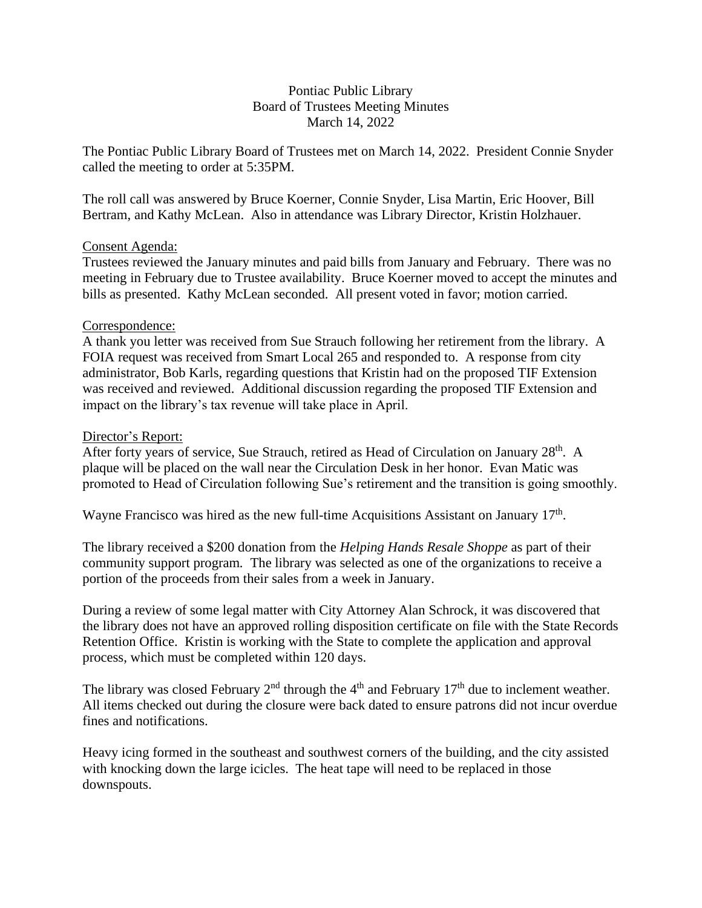Pontiac Public Library
Board of Trustees Meeting Minutes
March 14, 2022

The Pontiac Public Library Board of Trustees met on March 14, 2022. President Connie Snyder called the meeting to order at 5:35PM.

The roll call was answered by Bruce Koerner, Connie Snyder, Lisa Martin, Eric Hoover, Bill Bertram, and Kathy McLean. Also in attendance was Library Director, Kristin Holzhauer.

Consent Agenda:

Trustees reviewed the January minutes and paid bills from January and February. There was no meeting in February due to Trustee availability. Bruce Koerner moved to accept the minutes and bills as presented. Kathy McLean seconded. All present voted in favor; motion carried.

Correspondence:

A thank you letter was received from Sue Strauch following her retirement from the library. A FOIA request was received from Smart Local 265 and responded to. A response from city administrator, Bob Karls, regarding questions that Kristin had on the proposed TIF Extension was received and reviewed. Additional discussion regarding the proposed TIF Extension and impact on the library's tax revenue will take place in April.

Director's Report:

After forty years of service, Sue Strauch, retired as Head of Circulation on January 28th. A plaque will be placed on the wall near the Circulation Desk in her honor. Evan Matic was promoted to Head of Circulation following Sue's retirement and the transition is going smoothly.

Wayne Francisco was hired as the new full-time Acquisitions Assistant on January 17th.

The library received a $200 donation from the *Helping Hands Resale Shoppe* as part of their community support program. The library was selected as one of the organizations to receive a portion of the proceeds from their sales from a week in January.

During a review of some legal matter with City Attorney Alan Schrock, it was discovered that the library does not have an approved rolling disposition certificate on file with the State Records Retention Office. Kristin is working with the State to complete the application and approval process, which must be completed within 120 days.

The library was closed February 2nd through the 4th and February 17th due to inclement weather. All items checked out during the closure were back dated to ensure patrons did not incur overdue fines and notifications.

Heavy icing formed in the southeast and southwest corners of the building, and the city assisted with knocking down the large icicles. The heat tape will need to be replaced in those downspouts.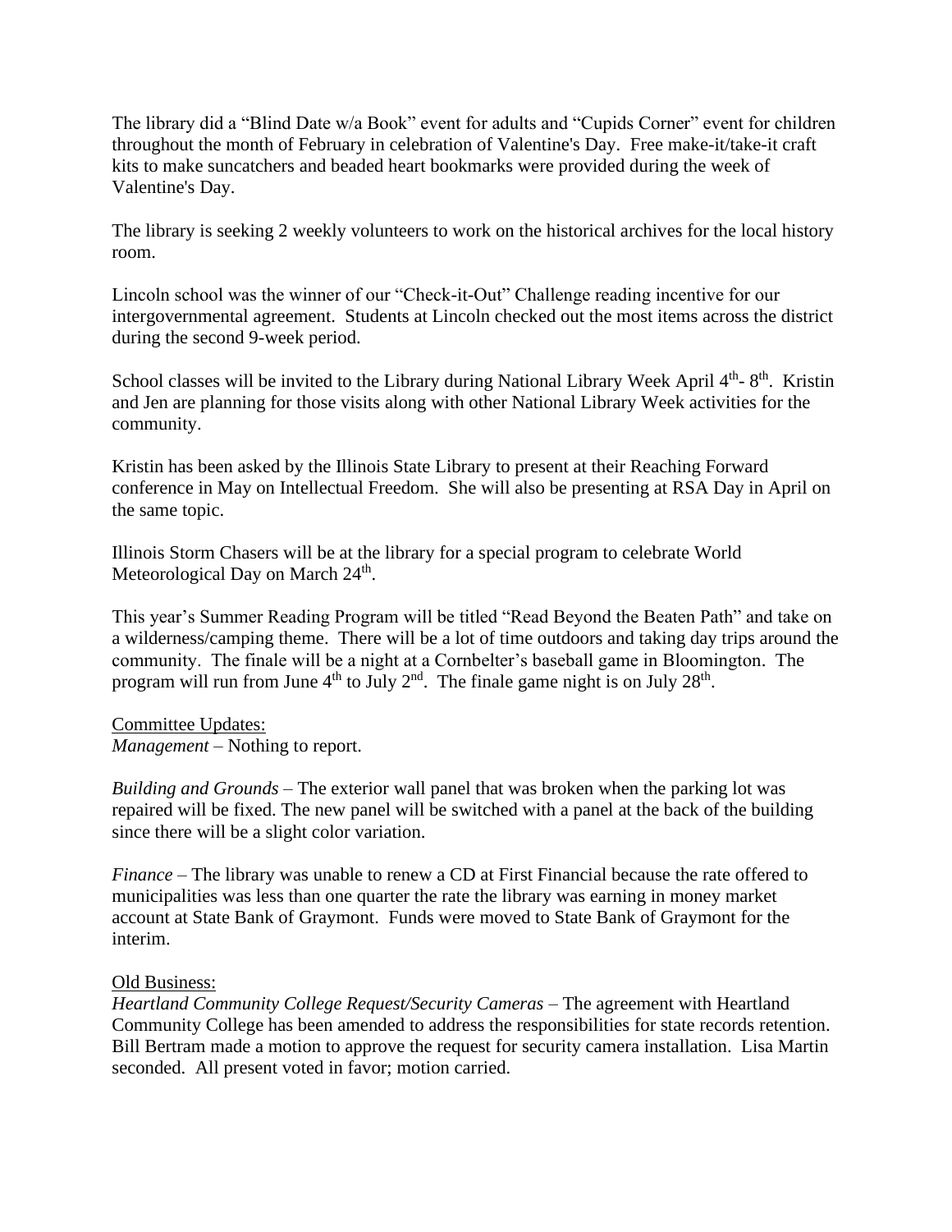The library did a "Blind Date w/a Book" event for adults and "Cupids Corner" event for children throughout the month of February in celebration of Valentine's Day. Free make-it/take-it craft kits to make suncatchers and beaded heart bookmarks were provided during the week of Valentine's Day.

The library is seeking 2 weekly volunteers to work on the historical archives for the local history room.

Lincoln school was the winner of our "Check-it-Out" Challenge reading incentive for our intergovernmental agreement. Students at Lincoln checked out the most items across the district during the second 9-week period.

School classes will be invited to the Library during National Library Week April 4th- 8th. Kristin and Jen are planning for those visits along with other National Library Week activities for the community.

Kristin has been asked by the Illinois State Library to present at their Reaching Forward conference in May on Intellectual Freedom. She will also be presenting at RSA Day in April on the same topic.

Illinois Storm Chasers will be at the library for a special program to celebrate World Meteorological Day on March 24th.

This year's Summer Reading Program will be titled "Read Beyond the Beaten Path" and take on a wilderness/camping theme. There will be a lot of time outdoors and taking day trips around the community. The finale will be a night at a Cornbelter's baseball game in Bloomington. The program will run from June 4th to July 2nd. The finale game night is on July 28th.

<u>Committee Updates:</u>
*Management* – Nothing to report.

*Building and Grounds* – The exterior wall panel that was broken when the parking lot was repaired will be fixed. The new panel will be switched with a panel at the back of the building since there will be a slight color variation.

*Finance* – The library was unable to renew a CD at First Financial because the rate offered to municipalities was less than one quarter the rate the library was earning in money market account at State Bank of Graymont. Funds were moved to State Bank of Graymont for the interim.

<u>Old Business:</u>
*Heartland Community College Request/Security Cameras* – The agreement with Heartland Community College has been amended to address the responsibilities for state records retention. Bill Bertram made a motion to approve the request for security camera installation. Lisa Martin seconded. All present voted in favor; motion carried.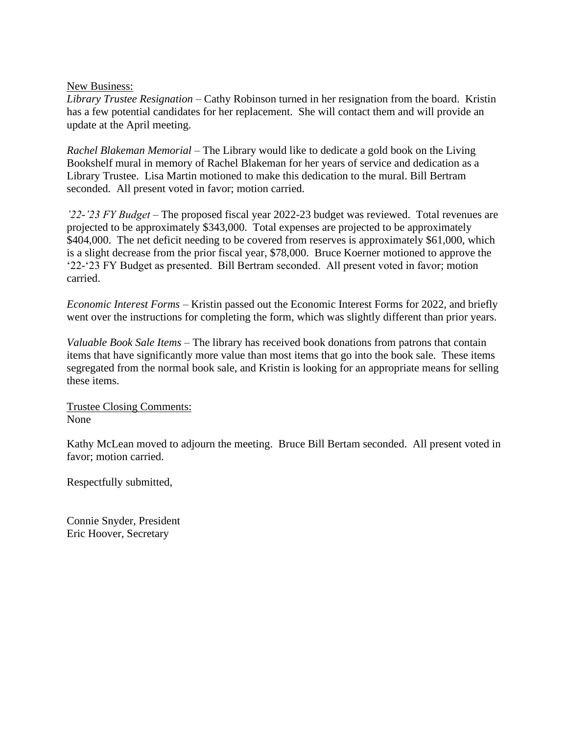<u>New Business:</u>

*Library Trustee Resignation* – Cathy Robinson turned in her resignation from the board. Kristin has a few potential candidates for her replacement. She will contact them and will provide an update at the April meeting.

*Rachel Blakeman Memorial* – The Library would like to dedicate a gold book on the Living Bookshelf mural in memory of Rachel Blakeman for her years of service and dedication as a Library Trustee. Lisa Martin motioned to make this dedication to the mural. Bill Bertram seconded. All present voted in favor; motion carried.

*'22-'23 FY Budget* – The proposed fiscal year 2022-23 budget was reviewed. Total revenues are projected to be approximately $343,000. Total expenses are projected to be approximately $404,000. The net deficit needing to be covered from reserves is approximately $61,000, which is a slight decrease from the prior fiscal year, $78,000. Bruce Koerner motioned to approve the '22-'23 FY Budget as presented. Bill Bertram seconded. All present voted in favor; motion carried.

*Economic Interest Forms* – Kristin passed out the Economic Interest Forms for 2022, and briefly went over the instructions for completing the form, which was slightly different than prior years.

*Valuable Book Sale Items* – The library has received book donations from patrons that contain items that have significantly more value than most items that go into the book sale. These items segregated from the normal book sale, and Kristin is looking for an appropriate means for selling these items.

<u>Trustee Closing Comments:</u>
None

Kathy McLean moved to adjourn the meeting. Bruce Bill Bertam seconded. All present voted in favor; motion carried.

Respectfully submitted,

Connie Snyder, President
Eric Hoover, Secretary